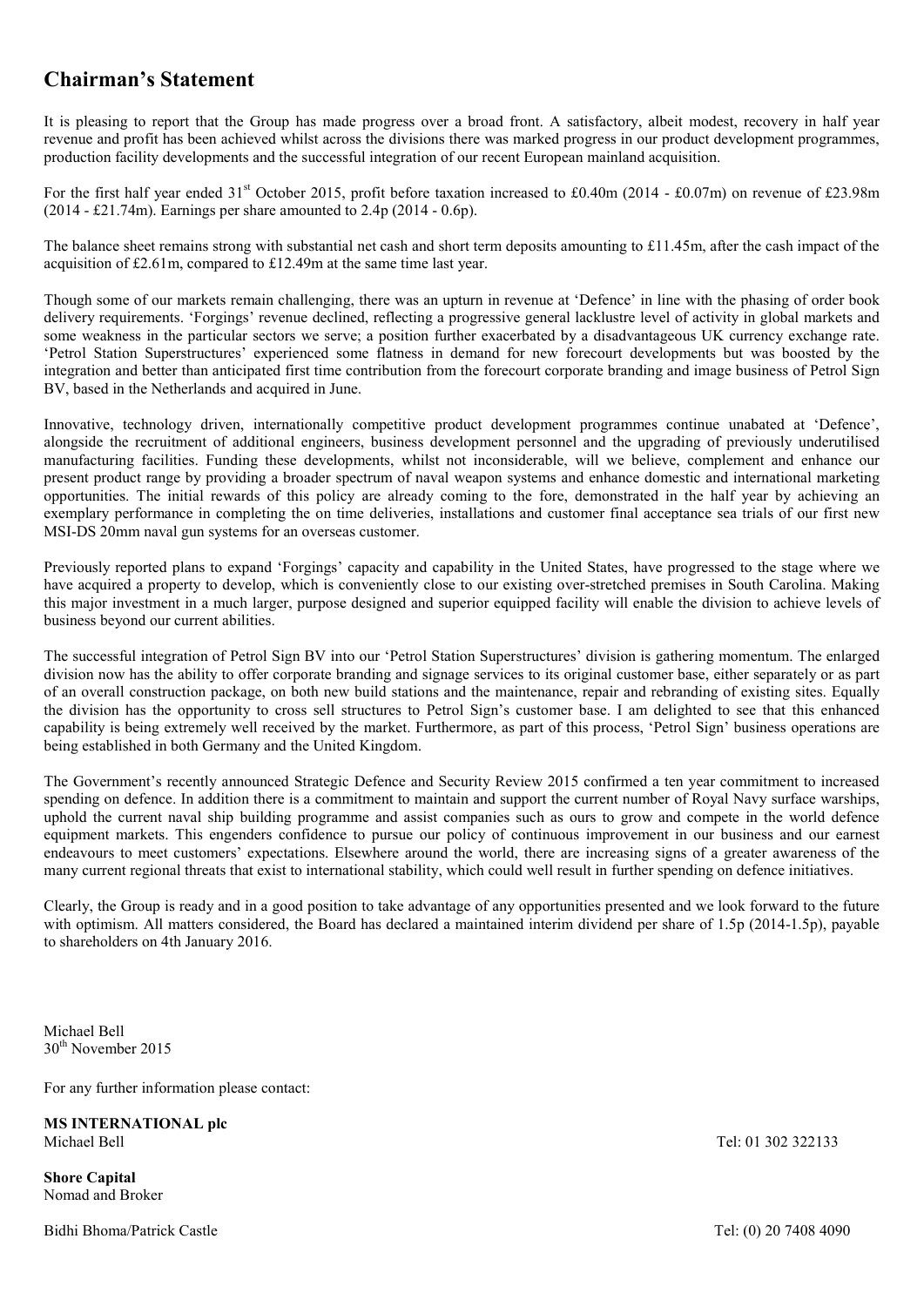## Chairman's Statement

It is pleasing to report that the Group has made progress over a broad front. A satisfactory, albeit modest, recovery in half year revenue and profit has been achieved whilst across the divisions there was marked progress in our product development programmes, production facility developments and the successful integration of our recent European mainland acquisition.

For the first half year ended 31st October 2015, profit before taxation increased to £0.40m (2014 - £0.07m) on revenue of £23.98m (2014 - £21.74m). Earnings per share amounted to 2.4p (2014 - 0.6p).

The balance sheet remains strong with substantial net cash and short term deposits amounting to £11.45m, after the cash impact of the acquisition of £2.61m, compared to £12.49m at the same time last year.

Though some of our markets remain challenging, there was an upturn in revenue at 'Defence' in line with the phasing of order book delivery requirements. 'Forgings' revenue declined, reflecting a progressive general lacklustre level of activity in global markets and some weakness in the particular sectors we serve; a position further exacerbated by a disadvantageous UK currency exchange rate. 'Petrol Station Superstructures' experienced some flatness in demand for new forecourt developments but was boosted by the integration and better than anticipated first time contribution from the forecourt corporate branding and image business of Petrol Sign BV, based in the Netherlands and acquired in June.

Innovative, technology driven, internationally competitive product development programmes continue unabated at 'Defence', alongside the recruitment of additional engineers, business development personnel and the upgrading of previously underutilised manufacturing facilities. Funding these developments, whilst not inconsiderable, will we believe, complement and enhance our present product range by providing a broader spectrum of naval weapon systems and enhance domestic and international marketing opportunities. The initial rewards of this policy are already coming to the fore, demonstrated in the half year by achieving an exemplary performance in completing the on time deliveries, installations and customer final acceptance sea trials of our first new MSI-DS 20mm naval gun systems for an overseas customer.

Previously reported plans to expand 'Forgings' capacity and capability in the United States, have progressed to the stage where we have acquired a property to develop, which is conveniently close to our existing over-stretched premises in South Carolina. Making this major investment in a much larger, purpose designed and superior equipped facility will enable the division to achieve levels of business beyond our current abilities.

The successful integration of Petrol Sign BV into our 'Petrol Station Superstructures' division is gathering momentum. The enlarged division now has the ability to offer corporate branding and signage services to its original customer base, either separately or as part of an overall construction package, on both new build stations and the maintenance, repair and rebranding of existing sites. Equally the division has the opportunity to cross sell structures to Petrol Sign's customer base. I am delighted to see that this enhanced capability is being extremely well received by the market. Furthermore, as part of this process, 'Petrol Sign' business operations are being established in both Germany and the United Kingdom.

The Government's recently announced Strategic Defence and Security Review 2015 confirmed a ten year commitment to increased spending on defence. In addition there is a commitment to maintain and support the current number of Royal Navy surface warships, uphold the current naval ship building programme and assist companies such as ours to grow and compete in the world defence equipment markets. This engenders confidence to pursue our policy of continuous improvement in our business and our earnest endeavours to meet customers' expectations. Elsewhere around the world, there are increasing signs of a greater awareness of the many current regional threats that exist to international stability, which could well result in further spending on defence initiatives.

Clearly, the Group is ready and in a good position to take advantage of any opportunities presented and we look forward to the future with optimism. All matters considered, the Board has declared a maintained interim dividend per share of 1.5p (2014-1.5p), payable to shareholders on 4th January 2016.

Michael Bell
30th November 2015

For any further information please contact:

**MS INTERNATIONAL plc**
Michael Bell — Tel: 01 302 322133

**Shore Capital**
Nomad and Broker

Bidhi Bhoma/Patrick Castle — Tel: (0) 20 7408 4090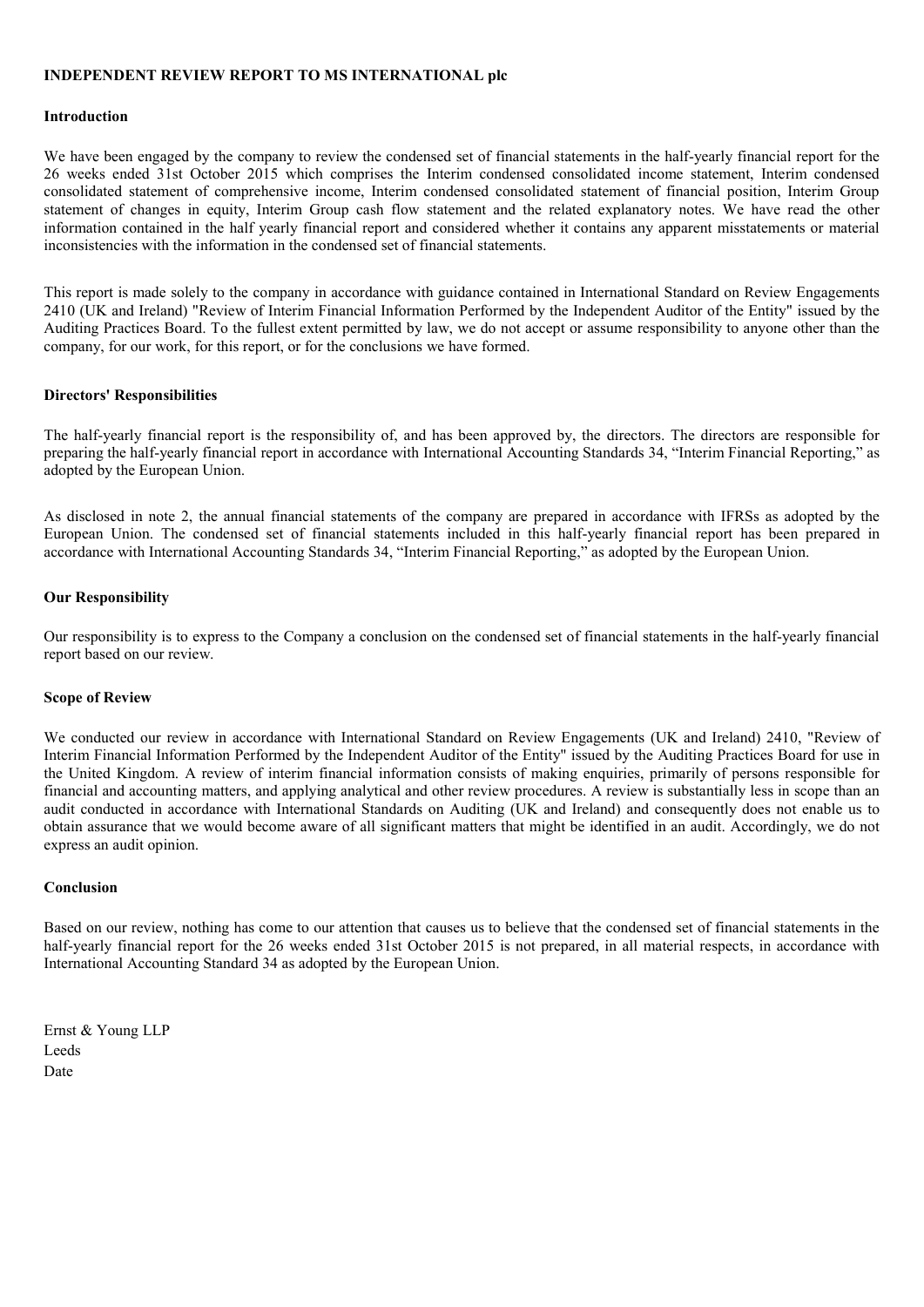# INDEPENDENT REVIEW REPORT TO MS INTERNATIONAL plc

## Introduction

We have been engaged by the company to review the condensed set of financial statements in the half-yearly financial report for the 26 weeks ended 31st October 2015 which comprises the Interim condensed consolidated income statement, Interim condensed consolidated statement of comprehensive income, Interim condensed consolidated statement of financial position, Interim Group statement of changes in equity, Interim Group cash flow statement and the related explanatory notes. We have read the other information contained in the half yearly financial report and considered whether it contains any apparent misstatements or material inconsistencies with the information in the condensed set of financial statements.

This report is made solely to the company in accordance with guidance contained in International Standard on Review Engagements 2410 (UK and Ireland) "Review of Interim Financial Information Performed by the Independent Auditor of the Entity" issued by the Auditing Practices Board. To the fullest extent permitted by law, we do not accept or assume responsibility to anyone other than the company, for our work, for this report, or for the conclusions we have formed.

## Directors' Responsibilities

The half-yearly financial report is the responsibility of, and has been approved by, the directors. The directors are responsible for preparing the half-yearly financial report in accordance with International Accounting Standards 34, "Interim Financial Reporting," as adopted by the European Union.

As disclosed in note 2, the annual financial statements of the company are prepared in accordance with IFRSs as adopted by the European Union. The condensed set of financial statements included in this half-yearly financial report has been prepared in accordance with International Accounting Standards 34, "Interim Financial Reporting," as adopted by the European Union.

## Our Responsibility

Our responsibility is to express to the Company a conclusion on the condensed set of financial statements in the half-yearly financial report based on our review.

## Scope of Review

We conducted our review in accordance with International Standard on Review Engagements (UK and Ireland) 2410, "Review of Interim Financial Information Performed by the Independent Auditor of the Entity" issued by the Auditing Practices Board for use in the United Kingdom. A review of interim financial information consists of making enquiries, primarily of persons responsible for financial and accounting matters, and applying analytical and other review procedures. A review is substantially less in scope than an audit conducted in accordance with International Standards on Auditing (UK and Ireland) and consequently does not enable us to obtain assurance that we would become aware of all significant matters that might be identified in an audit. Accordingly, we do not express an audit opinion.

## Conclusion

Based on our review, nothing has come to our attention that causes us to believe that the condensed set of financial statements in the half-yearly financial report for the 26 weeks ended 31st October 2015 is not prepared, in all material respects, in accordance with International Accounting Standard 34 as adopted by the European Union.

Ernst & Young LLP
Leeds
Date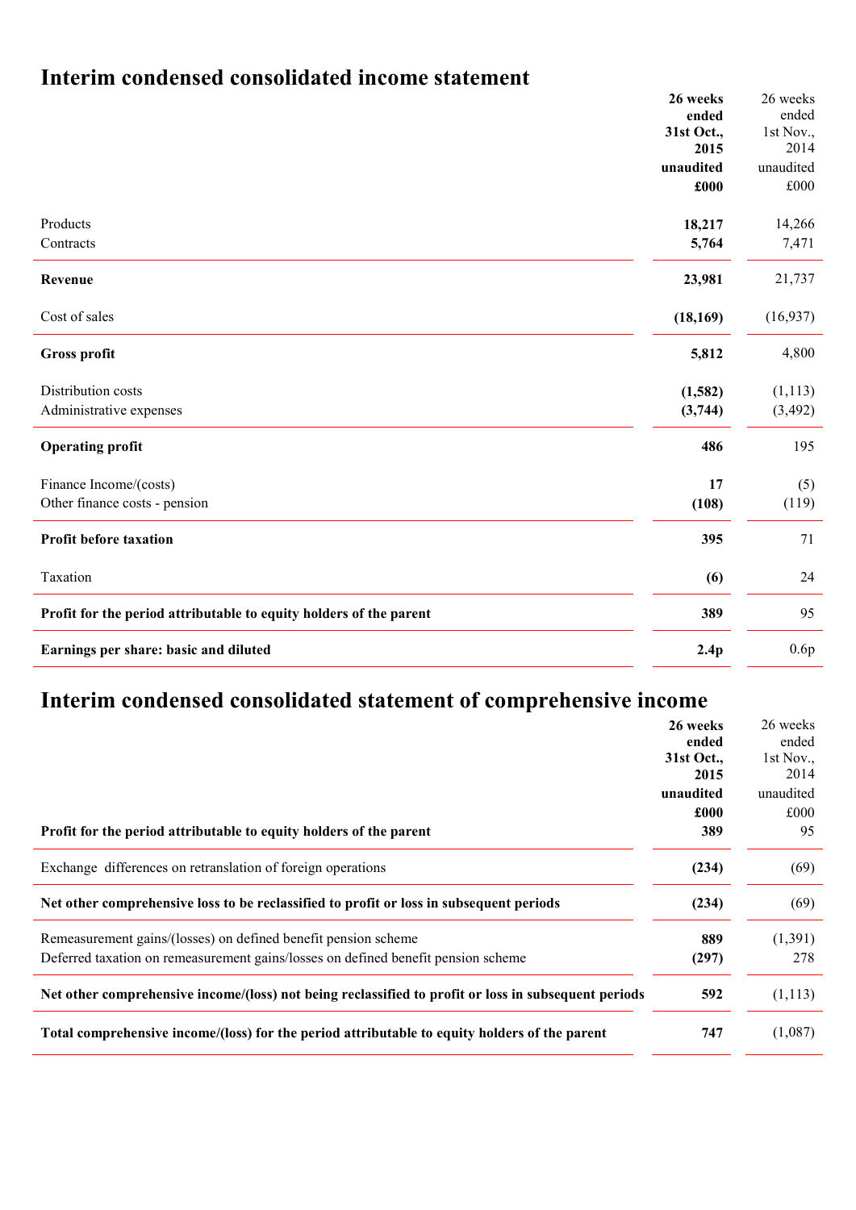# Interim condensed consolidated income statement

| | **26 weeks ended 31st Oct., 2015 unaudited £000** | 26 weeks ended 1st Nov., 2014 unaudited £000 |
|---|---|---|
| Products | **18,217** | 14,266 |
| Contracts | **5,764** | 7,471 |
| **Revenue** | **23,981** | 21,737 |
| Cost of sales | **(18,169)** | (16,937) |
| **Gross profit** | **5,812** | 4,800 |
| Distribution costs | **(1,582)** | (1,113) |
| Administrative expenses | **(3,744)** | (3,492) |
| **Operating profit** | **486** | 195 |
| Finance Income/(costs) | **17** | (5) |
| Other finance costs - pension | **(108)** | (119) |
| **Profit before taxation** | **395** | 71 |
| Taxation | **(6)** | 24 |
| **Profit for the period attributable to equity holders of the parent** | **389** | 95 |
| **Earnings per share: basic and diluted** | **2.4p** | 0.6p |

# Interim condensed consolidated statement of comprehensive income

| | **26 weeks ended 31st Oct., 2015 unaudited £000** | 26 weeks ended 1st Nov., 2014 unaudited £000 |
|---|---|---|
| **Profit for the period attributable to equity holders of the parent** | **389** | 95 |
| Exchange differences on retranslation of foreign operations | **(234)** | (69) |
| **Net other comprehensive loss to be reclassified to profit or loss in subsequent periods** | **(234)** | (69) |
| Remeasurement gains/(losses) on defined benefit pension scheme | **889** | (1,391) |
| Deferred taxation on remeasurement gains/losses on defined benefit pension scheme | **(297)** | 278 |
| **Net other comprehensive income/(loss) not being reclassified to profit or loss in subsequent periods** | **592** | (1,113) |
| **Total comprehensive income/(loss) for the period attributable to equity holders of the parent** | **747** | (1,087) |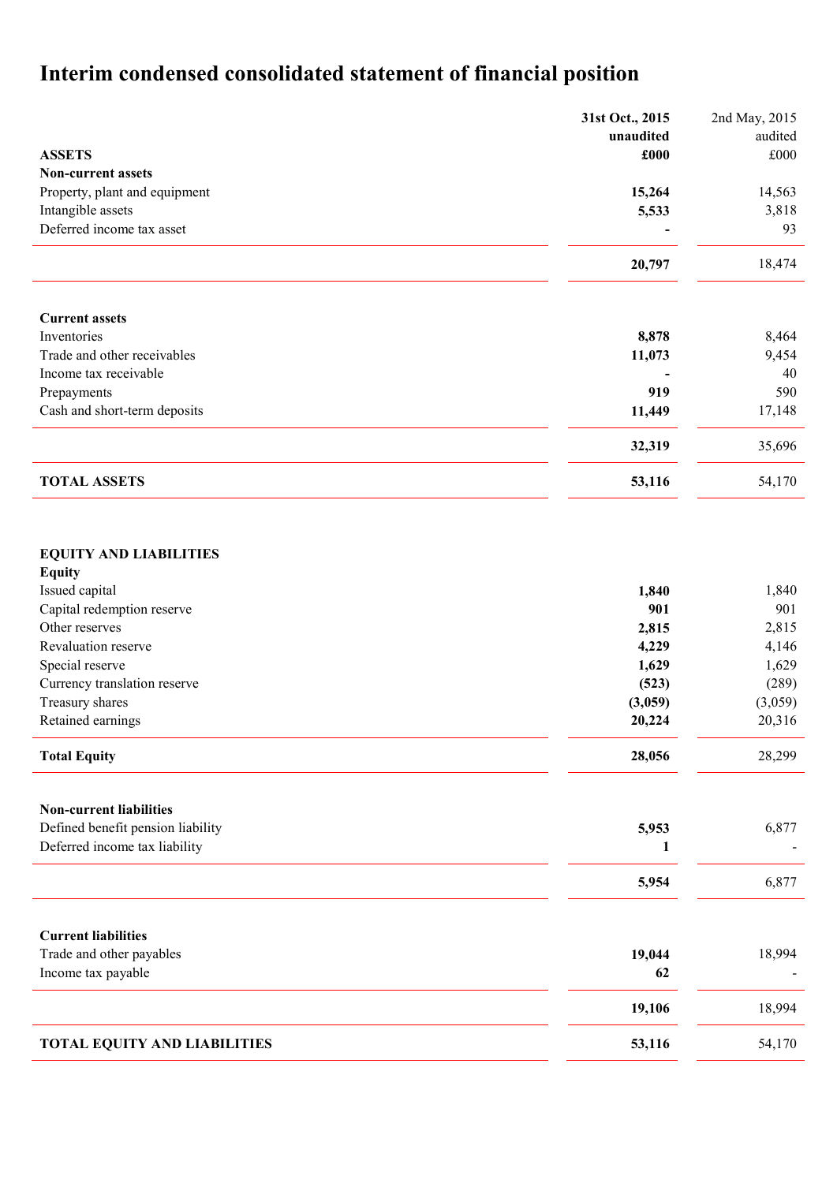# Interim condensed consolidated statement of financial position

| | 31st Oct., 2015 unaudited £000 | 2nd May, 2015 audited £000 |
|---|---|---|
| **ASSETS** | | |
| **Non-current assets** | | |
| Property, plant and equipment | **15,264** | 14,563 |
| Intangible assets | **5,533** | 3,818 |
| Deferred income tax asset | **-** | 93 |
| | **20,797** | 18,474 |
| **Current assets** | | |
| Inventories | **8,878** | 8,464 |
| Trade and other receivables | **11,073** | 9,454 |
| Income tax receivable | **-** | 40 |
| Prepayments | **919** | 590 |
| Cash and short-term deposits | **11,449** | 17,148 |
| | **32,319** | 35,696 |
| **TOTAL ASSETS** | **53,116** | 54,170 |
| **EQUITY AND LIABILITIES** | | |
| **Equity** | | |
| Issued capital | **1,840** | 1,840 |
| Capital redemption reserve | **901** | 901 |
| Other reserves | **2,815** | 2,815 |
| Revaluation reserve | **4,229** | 4,146 |
| Special reserve | **1,629** | 1,629 |
| Currency translation reserve | **(523)** | (289) |
| Treasury shares | **(3,059)** | (3,059) |
| Retained earnings | **20,224** | 20,316 |
| **Total Equity** | **28,056** | 28,299 |
| **Non-current liabilities** | | |
| Defined benefit pension liability | **5,953** | 6,877 |
| Deferred income tax liability | **1** | - |
| | **5,954** | 6,877 |
| **Current liabilities** | | |
| Trade and other payables | **19,044** | 18,994 |
| Income tax payable | **62** | - |
| | **19,106** | 18,994 |
| **TOTAL EQUITY AND LIABILITIES** | **53,116** | 54,170 |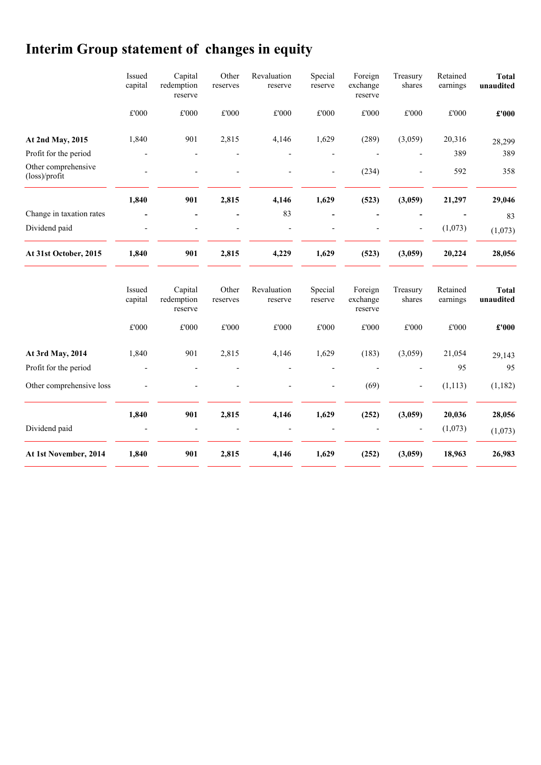# Interim Group statement of changes in equity

| | Issued capital | Capital redemption reserve | Other reserves | Revaluation reserve | Special reserve | Foreign exchange reserve | Treasury shares | Retained earnings | **Total unaudited** |
|---|---|---|---|---|---|---|---|---|---|
| | £'000 | £'000 | £'000 | £'000 | £'000 | £'000 | £'000 | £'000 | **£'000** |
| **At 2nd May, 2015** | 1,840 | 901 | 2,815 | 4,146 | 1,629 | (289) | (3,059) | 20,316 | 28,299 |
| Profit for the period | - | - | - | - | - | - | - | 389 | 389 |
| Other comprehensive (loss)/profit | - | - | - | - | - | (234) | - | 592 | 358 |
| | **1,840** | **901** | **2,815** | **4,146** | **1,629** | **(523)** | **(3,059)** | **21,297** | **29,046** |
| Change in taxation rates | - | - | - | 83 | - | - | - | - | 83 |
| Dividend paid | - | - | - | - | - | - | - | (1,073) | (1,073) |
| **At 31st October, 2015** | **1,840** | **901** | **2,815** | **4,229** | **1,629** | **(523)** | **(3,059)** | **20,224** | **28,056** |

| | Issued capital | Capital redemption reserve | Other reserves | Revaluation reserve | Special reserve | Foreign exchange reserve | Treasury shares | Retained earnings | **Total unaudited** |
|---|---|---|---|---|---|---|---|---|---|
| | £'000 | £'000 | £'000 | £'000 | £'000 | £'000 | £'000 | £'000 | **£'000** |
| **At 3rd May, 2014** | 1,840 | 901 | 2,815 | 4,146 | 1,629 | (183) | (3,059) | 21,054 | 29,143 |
| Profit for the period | - | - | - | - | - | - | - | 95 | 95 |
| Other comprehensive loss | - | - | - | - | - | (69) | - | (1,113) | (1,182) |
| | **1,840** | **901** | **2,815** | **4,146** | **1,629** | **(252)** | **(3,059)** | **20,036** | **28,056** |
| Dividend paid | - | - | - | - | - | - | - | (1,073) | (1,073) |
| **At 1st November, 2014** | **1,840** | **901** | **2,815** | **4,146** | **1,629** | **(252)** | **(3,059)** | **18,963** | **26,983** |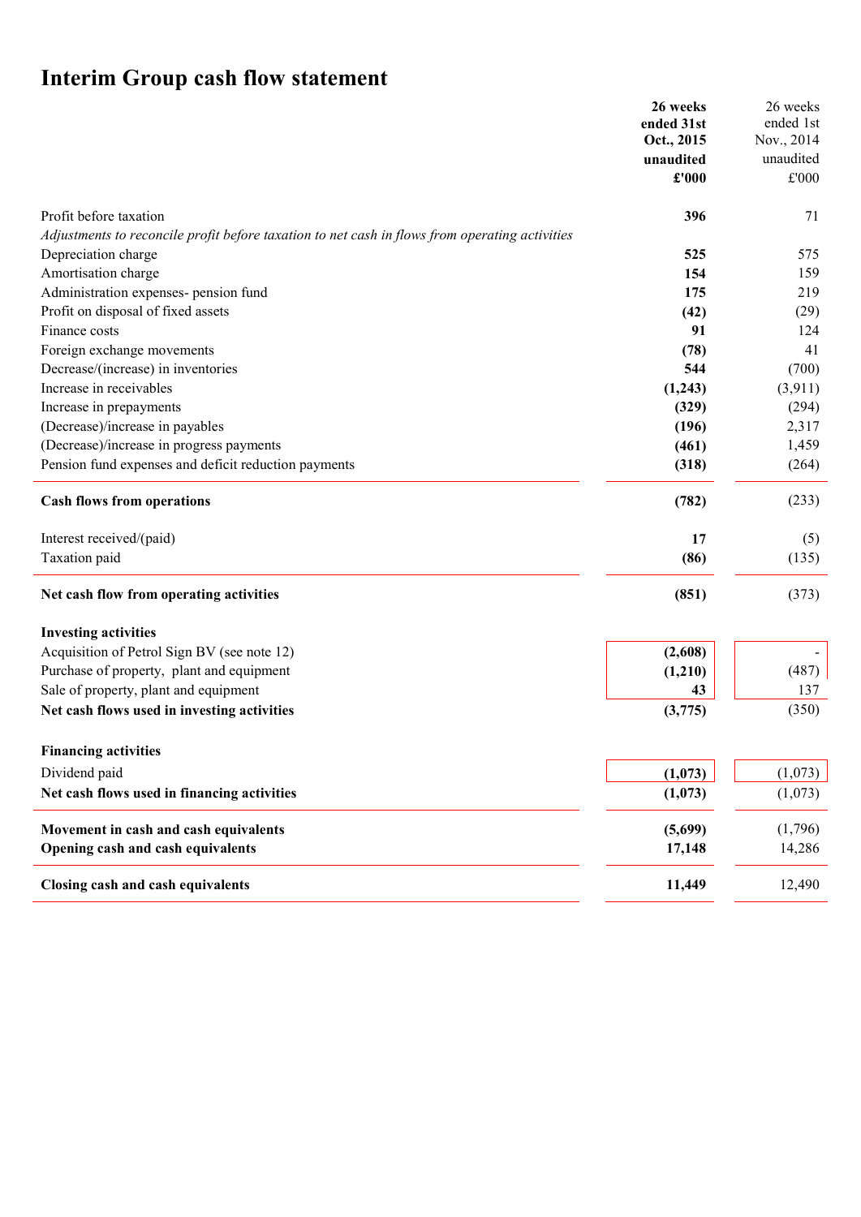# Interim Group cash flow statement

| | **26 weeks ended 31st Oct., 2015 unaudited £'000** | 26 weeks ended 1st Nov., 2014 unaudited £'000 |
|---|---|---|
| Profit before taxation | **396** | 71 |
| *Adjustments to reconcile profit before taxation to net cash in flows from operating activities* | | |
| Depreciation charge | **525** | 575 |
| Amortisation charge | **154** | 159 |
| Administration expenses- pension fund | **175** | 219 |
| Profit on disposal of fixed assets | **(42)** | (29) |
| Finance costs | **91** | 124 |
| Foreign exchange movements | **(78)** | 41 |
| Decrease/(increase) in inventories | **544** | (700) |
| Increase in receivables | **(1,243)** | (3,911) |
| Increase in prepayments | **(329)** | (294) |
| (Decrease)/increase in payables | **(196)** | 2,317 |
| (Decrease)/increase in progress payments | **(461)** | 1,459 |
| Pension fund expenses and deficit reduction payments | **(318)** | (264) |
| **Cash flows from operations** | **(782)** | (233) |
| Interest received/(paid) | **17** | (5) |
| Taxation paid | **(86)** | (135) |
| **Net cash flow from operating activities** | **(851)** | (373) |
| **Investing activities** | | |
| Acquisition of Petrol Sign BV (see note 12) | **(2,608)** | - |
| Purchase of property, plant and equipment | **(1,210)** | (487) |
| Sale of property, plant and equipment | **43** | 137 |
| **Net cash flows used in investing activities** | **(3,775)** | (350) |
| **Financing activities** | | |
| Dividend paid | **(1,073)** | (1,073) |
| **Net cash flows used in financing activities** | **(1,073)** | (1,073) |
| **Movement in cash and cash equivalents** | **(5,699)** | (1,796) |
| **Opening cash and cash equivalents** | **17,148** | 14,286 |
| **Closing cash and cash equivalents** | **11,449** | 12,490 |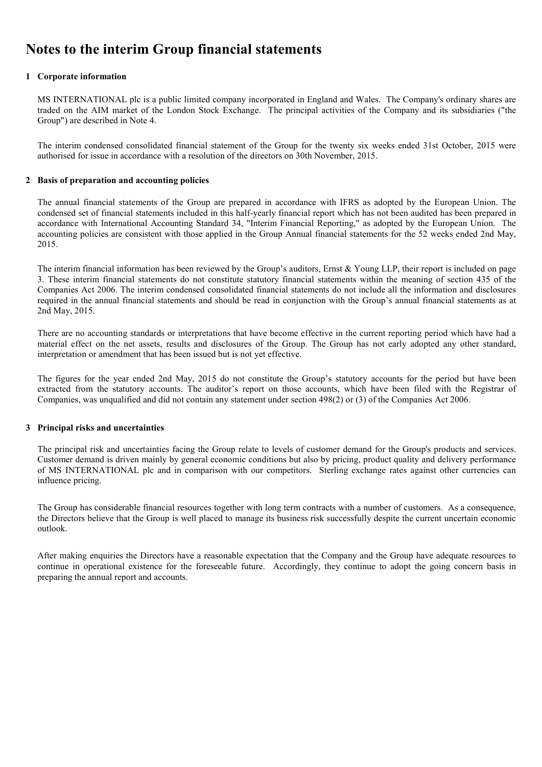# Notes to the interim Group financial statements

## 1 Corporate information

MS INTERNATIONAL plc is a public limited company incorporated in England and Wales. The Company's ordinary shares are traded on the AIM market of the London Stock Exchange. The principal activities of the Company and its subsidiaries ("the Group") are described in Note 4.

The interim condensed consolidated financial statement of the Group for the twenty six weeks ended 31st October, 2015 were authorised for issue in accordance with a resolution of the directors on 30th November, 2015.

## 2 Basis of preparation and accounting policies

The annual financial statements of the Group are prepared in accordance with IFRS as adopted by the European Union. The condensed set of financial statements included in this half-yearly financial report which has not been audited has been prepared in accordance with International Accounting Standard 34, "Interim Financial Reporting," as adopted by the European Union. The accounting policies are consistent with those applied in the Group Annual financial statements for the 52 weeks ended 2nd May, 2015.

The interim financial information has been reviewed by the Group's auditors, Ernst & Young LLP, their report is included on page 3. These interim financial statements do not constitute statutory financial statements within the meaning of section 435 of the Companies Act 2006. The interim condensed consolidated financial statements do not include all the information and disclosures required in the annual financial statements and should be read in conjunction with the Group's annual financial statements as at 2nd May, 2015.

There are no accounting standards or interpretations that have become effective in the current reporting period which have had a material effect on the net assets, results and disclosures of the Group. The Group has not early adopted any other standard, interpretation or amendment that has been issued but is not yet effective.

The figures for the year ended 2nd May, 2015 do not constitute the Group's statutory accounts for the period but have been extracted from the statutory accounts. The auditor's report on those accounts, which have been filed with the Registrar of Companies, was unqualified and did not contain any statement under section 498(2) or (3) of the Companies Act 2006.

## 3 Principal risks and uncertainties

The principal risk and uncertainties facing the Group relate to levels of customer demand for the Group's products and services. Customer demand is driven mainly by general economic conditions but also by pricing, product quality and delivery performance of MS INTERNATIONAL plc and in comparison with our competitors. Sterling exchange rates against other currencies can influence pricing.

The Group has considerable financial resources together with long term contracts with a number of customers. As a consequence, the Directors believe that the Group is well placed to manage its business risk successfully despite the current uncertain economic outlook.

After making enquiries the Directors have a reasonable expectation that the Company and the Group have adequate resources to continue in operational existence for the foreseeable future. Accordingly, they continue to adopt the going concern basis in preparing the annual report and accounts.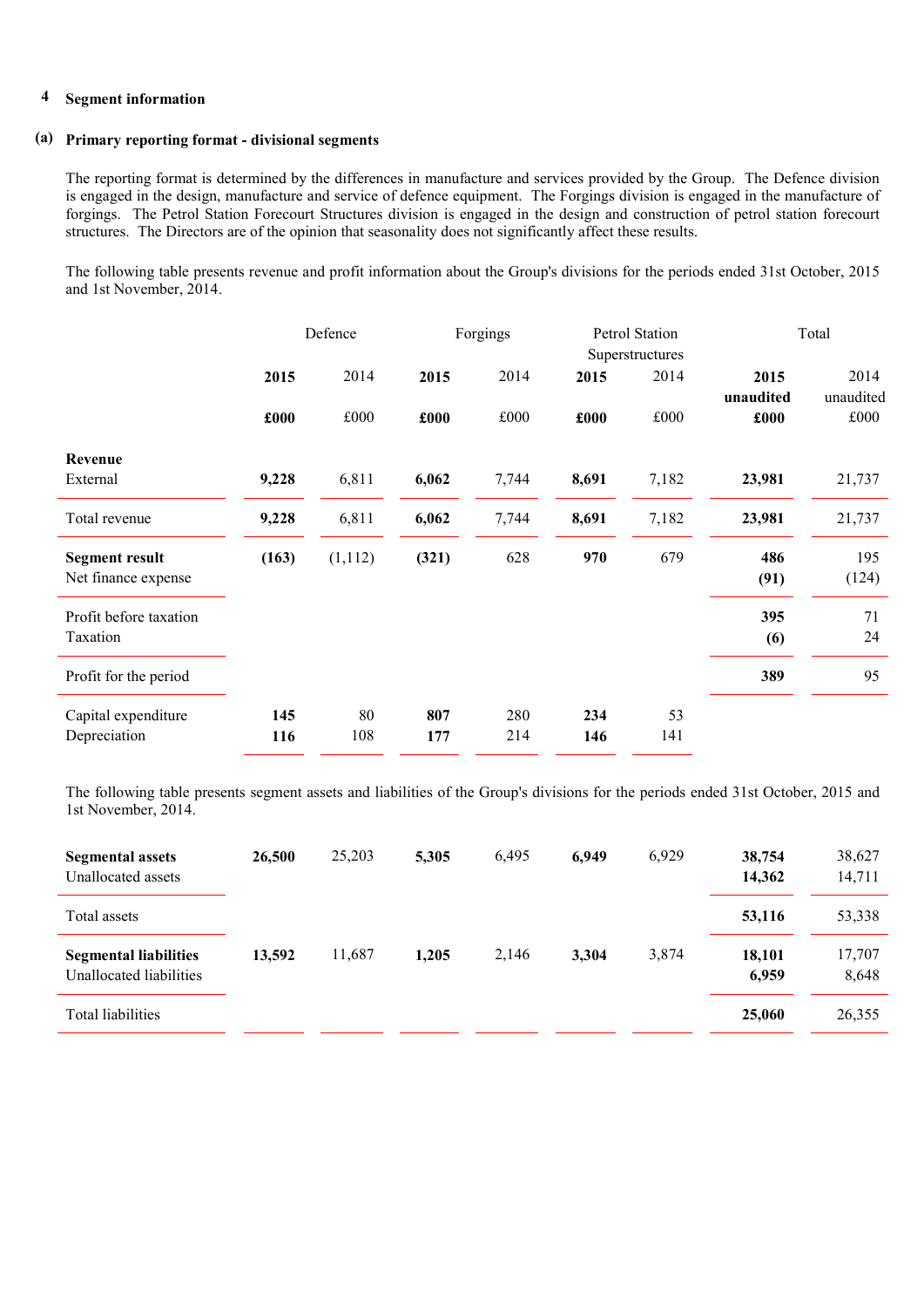## 4 Segment information

### (a) Primary reporting format - divisional segments

The reporting format is determined by the differences in manufacture and services provided by the Group. The Defence division is engaged in the design, manufacture and service of defence equipment. The Forgings division is engaged in the manufacture of forgings. The Petrol Station Forecourt Structures division is engaged in the design and construction of petrol station forecourt structures. The Directors are of the opinion that seasonality does not significantly affect these results.

The following table presents revenue and profit information about the Group's divisions for the periods ended 31st October, 2015 and 1st November, 2014.

| | Defence | | Forgings | | Petrol Station Superstructures | | Total | |
|---|---|---|---|---|---|---|---|---|
| | **2015** | 2014 | **2015** | 2014 | **2015** | 2014 | **2015 unaudited** | 2014 unaudited |
| | **£000** | £000 | **£000** | £000 | **£000** | £000 | **£000** | £000 |
| **Revenue** | | | | | | | | |
| External | **9,228** | 6,811 | **6,062** | 7,744 | **8,691** | 7,182 | **23,981** | 21,737 |
| Total revenue | **9,228** | 6,811 | **6,062** | 7,744 | **8,691** | 7,182 | **23,981** | 21,737 |
| **Segment result** | **(163)** | (1,112) | **(321)** | 628 | **970** | 679 | **486** | 195 |
| Net finance expense | | | | | | | **(91)** | (124) |
| Profit before taxation | | | | | | | **395** | 71 |
| Taxation | | | | | | | **(6)** | 24 |
| Profit for the period | | | | | | | **389** | 95 |
| Capital expenditure | **145** | 80 | **807** | 280 | **234** | 53 | | |
| Depreciation | **116** | 108 | **177** | 214 | **146** | 141 | | |

The following table presents segment assets and liabilities of the Group's divisions for the periods ended 31st October, 2015 and 1st November, 2014.

| | Defence 2015 | Defence 2014 | Forgings 2015 | Forgings 2014 | Petrol Station Superstructures 2015 | Petrol Station Superstructures 2014 | Total 2015 | Total 2014 |
|---|---|---|---|---|---|---|---|---|
| **Segmental assets** | **26,500** | 25,203 | **5,305** | 6,495 | **6,949** | 6,929 | **38,754** | 38,627 |
| Unallocated assets | | | | | | | **14,362** | 14,711 |
| Total assets | | | | | | | **53,116** | 53,338 |
| **Segmental liabilities** | **13,592** | 11,687 | **1,205** | 2,146 | **3,304** | 3,874 | **18,101** | 17,707 |
| Unallocated liabilities | | | | | | | **6,959** | 8,648 |
| Total liabilities | | | | | | | **25,060** | 26,355 |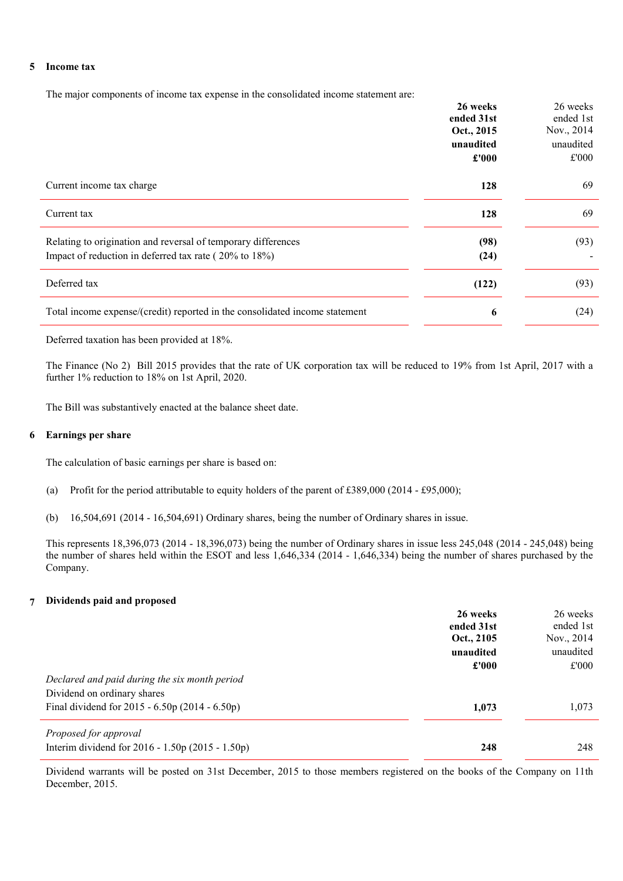## 5 Income tax

The major components of income tax expense in the consolidated income statement are:

| | **26 weeks ended 31st Oct., 2015 unaudited £'000** | 26 weeks ended 1st Nov., 2014 unaudited £'000 |
|---|---|---|
| Current income tax charge | **128** | 69 |
| Current tax | **128** | 69 |
| Relating to origination and reversal of temporary differences | **(98)** | (93) |
| Impact of reduction in deferred tax rate ( 20% to 18%) | **(24)** | - |
| Deferred tax | **(122)** | (93) |
| Total income expense/(credit) reported in the consolidated income statement | **6** | (24) |

Deferred taxation has been provided at 18%.

The Finance (No 2) Bill 2015 provides that the rate of UK corporation tax will be reduced to 19% from 1st April, 2017 with a further 1% reduction to 18% on 1st April, 2020.

The Bill was substantively enacted at the balance sheet date.

## 6 Earnings per share

The calculation of basic earnings per share is based on:

(a) Profit for the period attributable to equity holders of the parent of £389,000 (2014 - £95,000);

(b) 16,504,691 (2014 - 16,504,691) Ordinary shares, being the number of Ordinary shares in issue.

This represents 18,396,073 (2014 - 18,396,073) being the number of Ordinary shares in issue less 245,048 (2014 - 245,048) being the number of shares held within the ESOT and less 1,646,334 (2014 - 1,646,334) being the number of shares purchased by the Company.

## 7 Dividends paid and proposed

| | **26 weeks ended 31st Oct., 2105 unaudited £'000** | 26 weeks ended 1st Nov., 2014 unaudited £'000 |
|---|---|---|
| *Declared and paid during the six month period* | | |
| Dividend on ordinary shares | | |
| Final dividend for 2015 - 6.50p (2014 - 6.50p) | **1,073** | 1,073 |
| *Proposed for approval* | | |
| Interim dividend for 2016 - 1.50p (2015 - 1.50p) | **248** | 248 |

Dividend warrants will be posted on 31st December, 2015 to those members registered on the books of the Company on 11th December, 2015.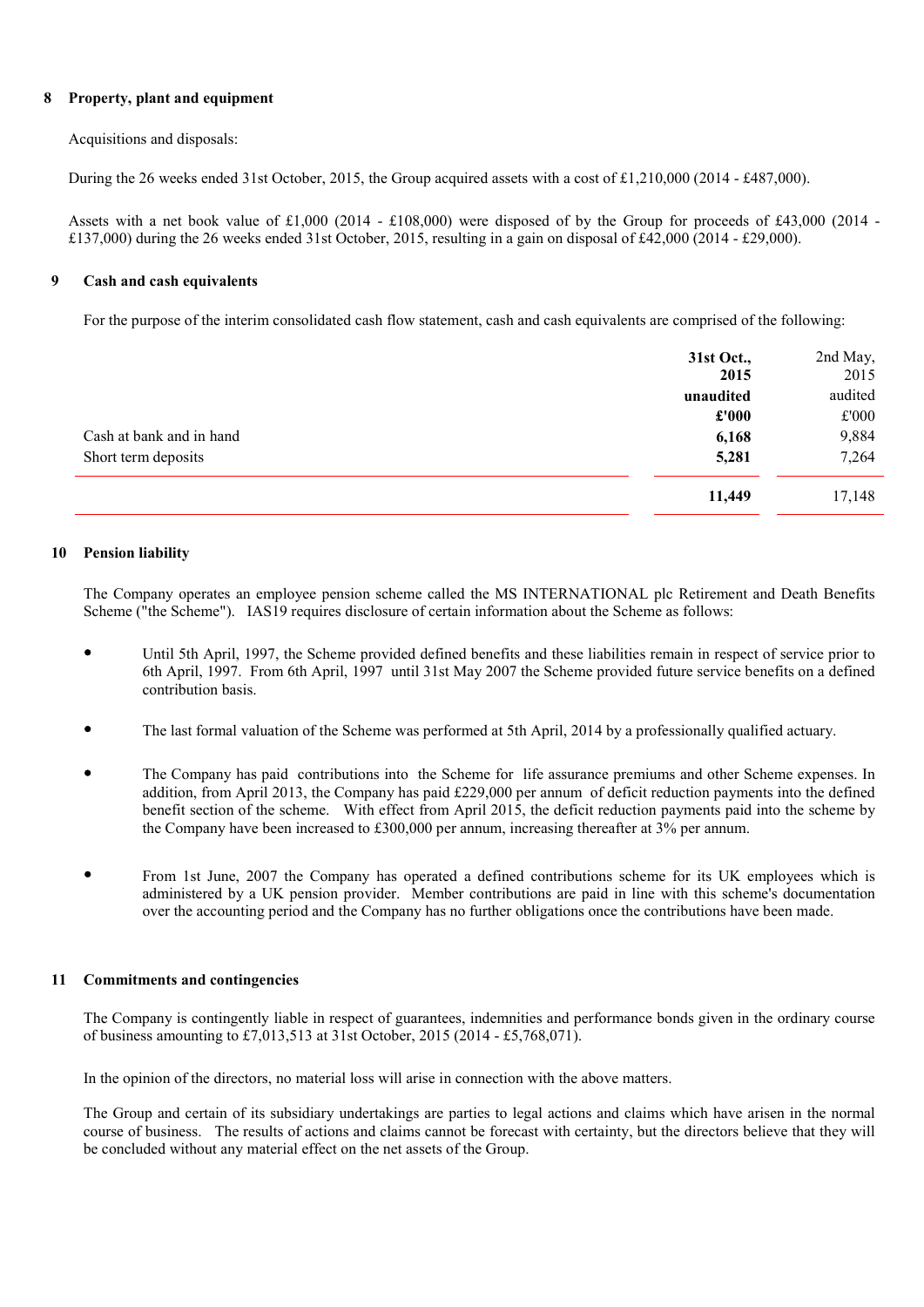## 8 Property, plant and equipment

Acquisitions and disposals:

During the 26 weeks ended 31st October, 2015, the Group acquired assets with a cost of £1,210,000 (2014 - £487,000).

Assets with a net book value of £1,000 (2014 - £108,000) were disposed of by the Group for proceeds of £43,000 (2014 - £137,000) during the 26 weeks ended 31st October, 2015, resulting in a gain on disposal of £42,000 (2014 - £29,000).

## 9 Cash and cash equivalents

For the purpose of the interim consolidated cash flow statement, cash and cash equivalents are comprised of the following:

| | **31st Oct., 2015** | 2nd May, 2015 |
|---|---|---|
| | **unaudited** | audited |
| | **£'000** | £'000 |
| Cash at bank and in hand | **6,168** | 9,884 |
| Short term deposits | **5,281** | 7,264 |
| | **11,449** | 17,148 |

## 10 Pension liability

The Company operates an employee pension scheme called the MS INTERNATIONAL plc Retirement and Death Benefits Scheme ("the Scheme"). IAS19 requires disclosure of certain information about the Scheme as follows:

- Until 5th April, 1997, the Scheme provided defined benefits and these liabilities remain in respect of service prior to 6th April, 1997. From 6th April, 1997 until 31st May 2007 the Scheme provided future service benefits on a defined contribution basis.

- The last formal valuation of the Scheme was performed at 5th April, 2014 by a professionally qualified actuary.

- The Company has paid contributions into the Scheme for life assurance premiums and other Scheme expenses. In addition, from April 2013, the Company has paid £229,000 per annum of deficit reduction payments into the defined benefit section of the scheme. With effect from April 2015, the deficit reduction payments paid into the scheme by the Company have been increased to £300,000 per annum, increasing thereafter at 3% per annum.

- From 1st June, 2007 the Company has operated a defined contributions scheme for its UK employees which is administered by a UK pension provider. Member contributions are paid in line with this scheme's documentation over the accounting period and the Company has no further obligations once the contributions have been made.

## 11 Commitments and contingencies

The Company is contingently liable in respect of guarantees, indemnities and performance bonds given in the ordinary course of business amounting to £7,013,513 at 31st October, 2015 (2014 - £5,768,071).

In the opinion of the directors, no material loss will arise in connection with the above matters.

The Group and certain of its subsidiary undertakings are parties to legal actions and claims which have arisen in the normal course of business. The results of actions and claims cannot be forecast with certainty, but the directors believe that they will be concluded without any material effect on the net assets of the Group.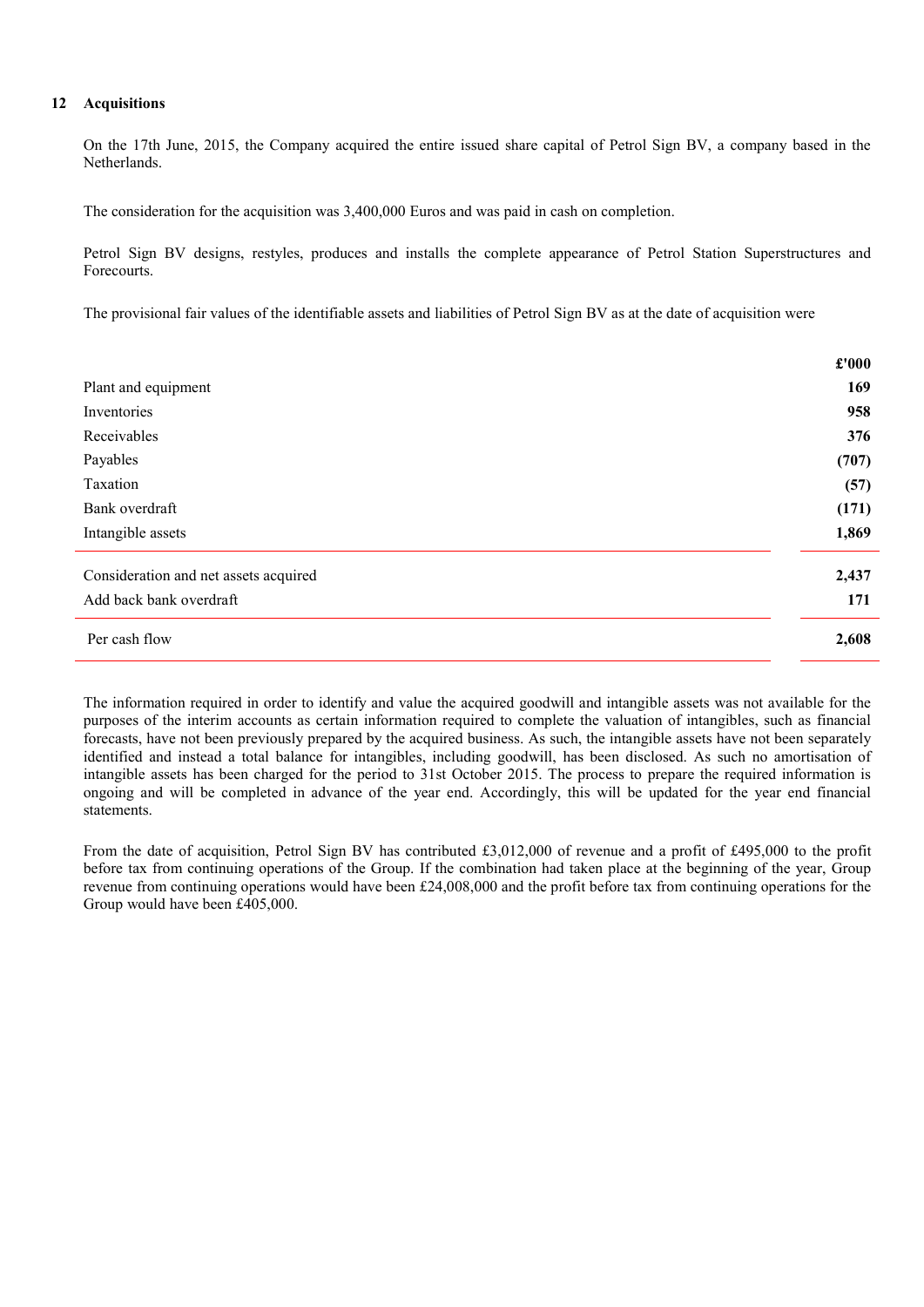## 12 Acquisitions

On the 17th June, 2015, the Company acquired the entire issued share capital of Petrol Sign BV, a company based in the Netherlands.

The consideration for the acquisition was 3,400,000 Euros and was paid in cash on completion.

Petrol Sign BV designs, restyles, produces and installs the complete appearance of Petrol Station Superstructures and Forecourts.

The provisional fair values of the identifiable assets and liabilities of Petrol Sign BV as at the date of acquisition were

| | £'000 |
|---|---|
| Plant and equipment | **169** |
| Inventories | **958** |
| Receivables | **376** |
| Payables | **(707)** |
| Taxation | **(57)** |
| Bank overdraft | **(171)** |
| Intangible assets | **1,869** |
| Consideration and net assets acquired | **2,437** |
| Add back bank overdraft | **171** |
| Per cash flow | **2,608** |

The information required in order to identify and value the acquired goodwill and intangible assets was not available for the purposes of the interim accounts as certain information required to complete the valuation of intangibles, such as financial forecasts, have not been previously prepared by the acquired business. As such, the intangible assets have not been separately identified and instead a total balance for intangibles, including goodwill, has been disclosed. As such no amortisation of intangible assets has been charged for the period to 31st October 2015. The process to prepare the required information is ongoing and will be completed in advance of the year end. Accordingly, this will be updated for the year end financial statements.

From the date of acquisition, Petrol Sign BV has contributed £3,012,000 of revenue and a profit of £495,000 to the profit before tax from continuing operations of the Group. If the combination had taken place at the beginning of the year, Group revenue from continuing operations would have been £24,008,000 and the profit before tax from continuing operations for the Group would have been £405,000.